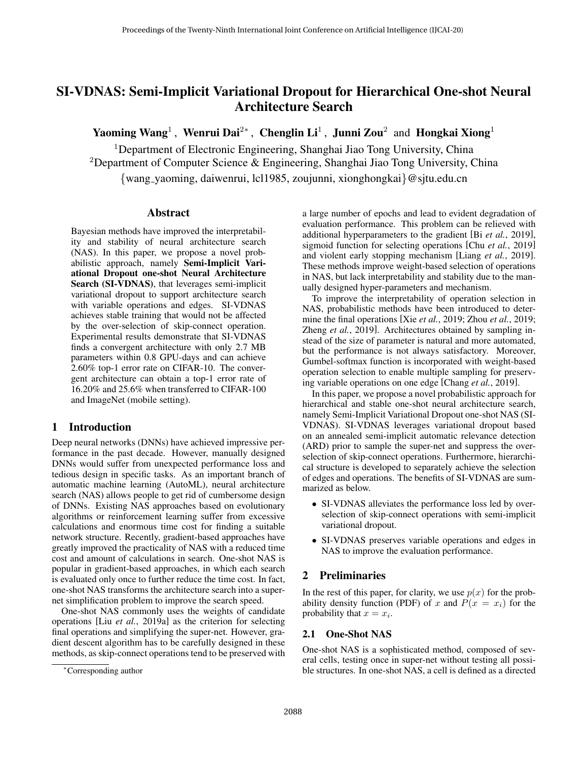# SI-VDNAS: Semi-Implicit Variational Dropout for Hierarchical One-shot Neural Architecture Search

**Yaoming Wang**[1], **Wenrui Dai**[2*], **Chenglin Li**[1], **Junni Zou**[2] and **Hongkai Xiong**[1]

[1]Department of Electronic Engineering, Shanghai Jiao Tong University, China
[2]Department of Computer Science & Engineering, Shanghai Jiao Tong University, China
{wang_yaoming, daiwenrui, lcl1985, zoujunni, xionghongkai}@sjtu.edu.cn

## Abstract

Bayesian methods have improved the interpretability and stability of neural architecture search (NAS). In this paper, we propose a novel probabilistic approach, namely **Semi-Implicit Variational Dropout one-shot Neural Architecture Search (SI-VDNAS)**, that leverages semi-implicit variational dropout to support architecture search with variable operations and edges. SI-VDNAS achieves stable training that would not be affected by the over-selection of skip-connect operation. Experimental results demonstrate that SI-VDNAS finds a convergent architecture with only 2.7 MB parameters within 0.8 GPU-days and can achieve 2.60% top-1 error rate on CIFAR-10. The convergent architecture can obtain a top-1 error rate of 16.20% and 25.6% when transferred to CIFAR-100 and ImageNet (mobile setting).

## 1 Introduction

Deep neural networks (DNNs) have achieved impressive performance in the past decade. However, manually designed DNNs would suffer from unexpected performance loss and tedious design in specific tasks. As an important branch of automatic machine learning (AutoML), neural architecture search (NAS) allows people to get rid of cumbersome design of DNNs. Existing NAS approaches based on evolutionary algorithms or reinforcement learning suffer from excessive calculations and enormous time cost for finding a suitable network structure. Recently, gradient-based approaches have greatly improved the practicality of NAS with a reduced time cost and amount of calculations in search. One-shot NAS is popular in gradient-based approaches, in which each search is evaluated only once to further reduce the time cost. In fact, one-shot NAS transforms the architecture search into a super-net simplification problem to improve the search speed.

One-shot NAS commonly uses the weights of candidate operations [Liu *et al.*, 2019a] as the criterion for selecting final operations and simplifying the super-net. However, gradient descent algorithm has to be carefully designed in these methods, as skip-connect operations tend to be preserved with a large number of epochs and lead to evident degradation of evaluation performance. This problem can be relieved with additional hyperparameters to the gradient [Bi *et al.*, 2019], sigmoid function for selecting operations [Chu *et al.*, 2019] and violent early stopping mechanism [Liang *et al.*, 2019]. These methods improve weight-based selection of operations in NAS, but lack interpretability and stability due to the manually designed hyper-parameters and mechanism.

To improve the interpretability of operation selection in NAS, probabilistic methods have been introduced to determine the final operations [Xie *et al.*, 2019; Zhou *et al.*, 2019; Zheng *et al.*, 2019]. Architectures obtained by sampling instead of the size of parameter is natural and more automated, but the performance is not always satisfactory. Moreover, Gumbel-softmax function is incorporated with weight-based operation selection to enable multiple sampling for preserving variable operations on one edge [Chang *et al.*, 2019].

In this paper, we propose a novel probabilistic approach for hierarchical and stable one-shot neural architecture search, namely Semi-Implicit Variational Dropout one-shot NAS (SI-VDNAS). SI-VDNAS leverages variational dropout based on an annealed semi-implicit automatic relevance detection (ARD) prior to sample the super-net and suppress the over-selection of skip-connect operations. Furthermore, hierarchical structure is developed to separately achieve the selection of edges and operations. The benefits of SI-VDNAS are summarized as below.

- SI-VDNAS alleviates the performance loss led by over-selection of skip-connect operations with semi-implicit variational dropout.
- SI-VDNAS preserves variable operations and edges in NAS to improve the evaluation performance.

## 2 Preliminaries

In the rest of this paper, for clarity, we use $p(x)$ for the probability density function (PDF) of $x$ and $P(x = x_i)$ for the probability that $x = x_i$.

### 2.1 One-Shot NAS

One-shot NAS is a sophisticated method, composed of several cells, testing once in super-net without testing all possible structures. In one-shot NAS, a cell is defined as a directed

[*]Corresponding author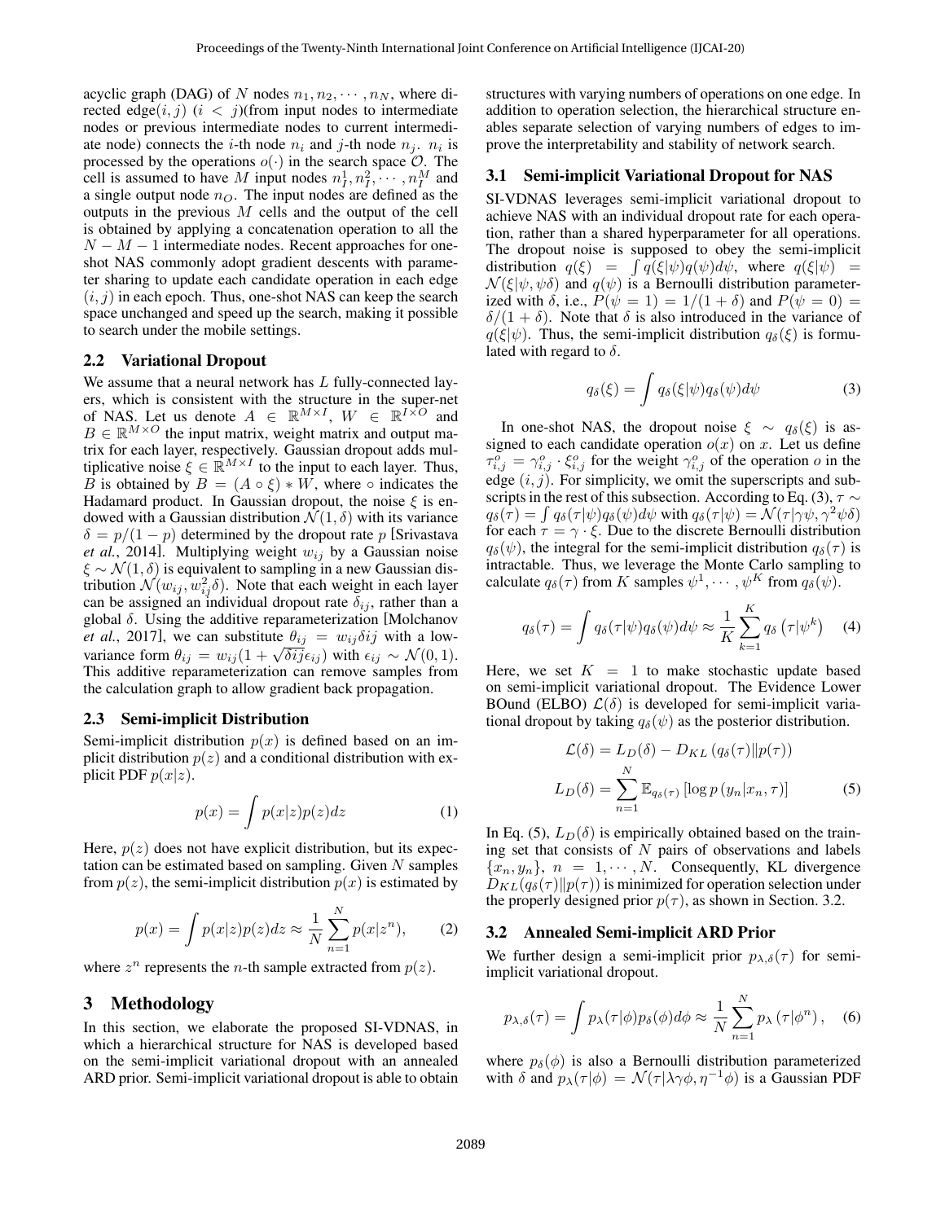acyclic graph (DAG) of $N$ nodes $n_1, n_2, \cdots, n_N$, where directed edge$(i,j)$ $(i < j)$(from input nodes to intermediate nodes or previous intermediate nodes to current intermediate node) connects the $i$-th node $n_i$ and $j$-th node $n_j$. $n_i$ is processed by the operations $o(\cdot)$ in the search space $\mathcal{O}$. The cell is assumed to have $M$ input nodes $n_I^1, n_I^2, \cdots, n_I^M$ and a single output node $n_O$. The input nodes are defined as the outputs in the previous $M$ cells and the output of the cell is obtained by applying a concatenation operation to all the $N - M - 1$ intermediate nodes. Recent approaches for one-shot NAS commonly adopt gradient descents with parameter sharing to update each candidate operation in each edge $(i,j)$ in each epoch. Thus, one-shot NAS can keep the search space unchanged and speed up the search, making it possible to search under the mobile settings.

### 2.2 Variational Dropout

We assume that a neural network has $L$ fully-connected layers, which is consistent with the structure in the super-net of NAS. Let us denote $A \in \mathbb{R}^{M \times I}$, $W \in \mathbb{R}^{I \times O}$ and $B \in \mathbb{R}^{M \times O}$ the input matrix, weight matrix and output matrix for each layer, respectively. Gaussian dropout adds multiplicative noise $\xi \in \mathbb{R}^{M \times I}$ to the input to each layer. Thus, $B$ is obtained by $B = (A \circ \xi) * W$, where $\circ$ indicates the Hadamard product. In Gaussian dropout, the noise $\xi$ is endowed with a Gaussian distribution $\mathcal{N}(1, \delta)$ with its variance $\delta = p/(1-p)$ determined by the dropout rate $p$ [Srivastava *et al.*, 2014]. Multiplying weight $w_{ij}$ by a Gaussian noise $\xi \sim \mathcal{N}(1, \delta)$ is equivalent to sampling in a new Gaussian distribution $\mathcal{N}(w_{ij}, w_{ij}^2 \delta)$. Note that each weight in each layer can be assigned an individual dropout rate $\delta_{ij}$, rather than a global $\delta$. Using the additive reparameterization [Molchanov *et al.*, 2017], we can substitute $\theta_{ij} = w_{ij}\delta ij$ with a low-variance form $\theta_{ij} = w_{ij}(1 + \sqrt{\delta ij}\epsilon_{ij})$ with $\epsilon_{ij} \sim \mathcal{N}(0, 1)$. This additive reparameterization can remove samples from the calculation graph to allow gradient back propagation.

### 2.3 Semi-implicit Distribution

Semi-implicit distribution $p(x)$ is defined based on an implicit distribution $p(z)$ and a conditional distribution with explicit PDF $p(x|z)$.

$$p(x) = \int p(x|z)p(z)dz \tag{1}$$

Here, $p(z)$ does not have explicit distribution, but its expectation can be estimated based on sampling. Given $N$ samples from $p(z)$, the semi-implicit distribution $p(x)$ is estimated by

$$p(x) = \int p(x|z)p(z)dz \approx \frac{1}{N}\sum_{n=1}^{N} p(x|z^n), \tag{2}$$

where $z^n$ represents the $n$-th sample extracted from $p(z)$.

## 3 Methodology

In this section, we elaborate the proposed SI-VDNAS, in which a hierarchical structure for NAS is developed based on the semi-implicit variational dropout with an annealed ARD prior. Semi-implicit variational dropout is able to obtain structures with varying numbers of operations on one edge. In addition to operation selection, the hierarchical structure enables separate selection of varying numbers of edges to improve the interpretability and stability of network search.

### 3.1 Semi-implicit Variational Dropout for NAS

SI-VDNAS leverages semi-implicit variational dropout to achieve NAS with an individual dropout rate for each operation, rather than a shared hyperparameter for all operations. The dropout noise is supposed to obey the semi-implicit distribution $q(\xi) = \int q(\xi|\psi)q(\psi)d\psi$, where $q(\xi|\psi) = \mathcal{N}(\xi|\psi, \psi\delta)$ and $q(\psi)$ is a Bernoulli distribution parameterized with $\delta$, i.e., $P(\psi = 1) = 1/(1+\delta)$ and $P(\psi = 0) = \delta/(1+\delta)$. Note that $\delta$ is also introduced in the variance of $q(\xi|\psi)$. Thus, the semi-implicit distribution $q_\delta(\xi)$ is formulated with regard to $\delta$.

$$q_\delta(\xi) = \int q_\delta(\xi|\psi)q_\delta(\psi)d\psi \tag{3}$$

In one-shot NAS, the dropout noise $\xi \sim q_\delta(\xi)$ is assigned to each candidate operation $o(x)$ on $x$. Let us define $\tau_{i,j}^o = \gamma_{i,j}^o \cdot \xi_{i,j}^o$ for the weight $\gamma_{i,j}^o$ of the operation $o$ in the edge $(i,j)$. For simplicity, we omit the superscripts and subscripts in the rest of this subsection. According to Eq. (3), $\tau \sim q_\delta(\tau) = \int q_\delta(\tau|\psi)q_\delta(\psi)d\psi$ with $q_\delta(\tau|\psi) = \mathcal{N}(\tau|\gamma\psi, \gamma^2\psi\delta)$ for each $\tau = \gamma \cdot \xi$. Due to the discrete Bernoulli distribution $q_\delta(\psi)$, the integral for the semi-implicit distribution $q_\delta(\tau)$ is intractable. Thus, we leverage the Monte Carlo sampling to calculate $q_\delta(\tau)$ from $K$ samples $\psi^1, \cdots, \psi^K$ from $q_\delta(\psi)$.

$$q_\delta(\tau) = \int q_\delta(\tau|\psi)q_\delta(\psi)d\psi \approx \frac{1}{K}\sum_{k=1}^{K} q_\delta\left(\tau|\psi^k\right) \tag{4}$$

Here, we set $K = 1$ to make stochastic update based on semi-implicit variational dropout. The Evidence Lower BOund (ELBO) $\mathcal{L}(\delta)$ is developed for semi-implicit variational dropout by taking $q_\delta(\psi)$ as the posterior distribution.

$$\begin{aligned}\mathcal{L}(\delta) &= L_D(\delta) - D_{KL}\left(q_\delta(\tau)\|p(\tau)\right)\\ L_D(\delta) &= \sum_{n=1}^{N} \mathbb{E}_{q_\delta(\tau)}\left[\log p\left(y_n|x_n, \tau\right)\right]\end{aligned} \tag{5}$$

In Eq. (5), $L_D(\delta)$ is empirically obtained based on the training set that consists of $N$ pairs of observations and labels $\{x_n, y_n\}$, $n = 1, \cdots, N$. Consequently, KL divergence $D_{KL}(q_\delta(\tau)\|p(\tau))$ is minimized for operation selection under the properly designed prior $p(\tau)$, as shown in Section. 3.2.

### 3.2 Annealed Semi-implicit ARD Prior

We further design a semi-implicit prior $p_{\lambda,\delta}(\tau)$ for semi-implicit variational dropout.

$$p_{\lambda,\delta}(\tau) = \int p_\lambda(\tau|\phi)p_\delta(\phi)d\phi \approx \frac{1}{N}\sum_{n=1}^{N} p_\lambda\left(\tau|\phi^n\right), \tag{6}$$

where $p_\delta(\phi)$ is also a Bernoulli distribution parameterized with $\delta$ and $p_\lambda(\tau|\phi) = \mathcal{N}(\tau|\lambda\gamma\phi, \eta^{-1}\phi)$ is a Gaussian PDF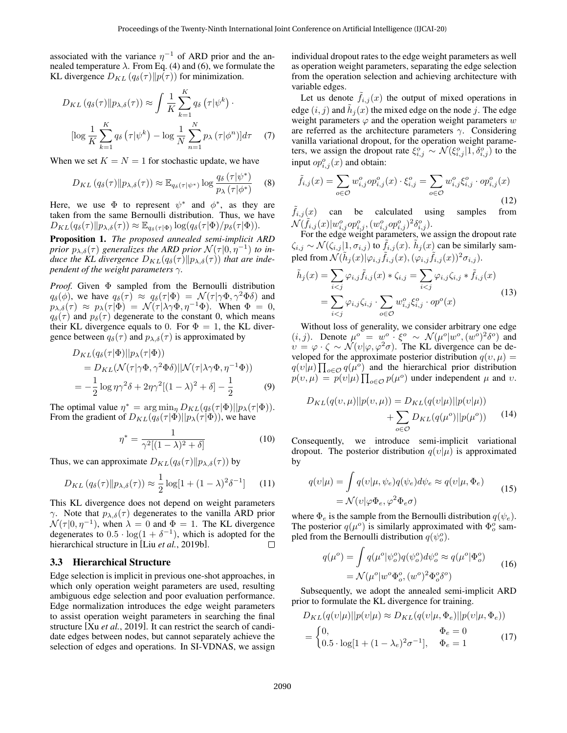associated with the variance $\eta^{-1}$ of ARD prior and the annealed temperature $\lambda$. From Eq. (4) and (6), we formulate the KL divergence $D_{KL}(q_\delta(\tau)\|p(\tau))$ for minimization.

$$
D_{KL}(q_\delta(\tau)\|p_{\lambda,\delta}(\tau)) \approx \int \frac{1}{K}\sum_{k=1}^{K} q_\delta(\tau|\psi^k) \cdot \\
[\log \frac{1}{K}\sum_{k=1}^{K} q_\delta(\tau|\psi^k) - \log \frac{1}{N}\sum_{n=1}^{N} p_\lambda(\tau|\phi^n)]d\tau \quad (7)
$$

When we set $K = N = 1$ for stochastic update, we have

$$
D_{KL}(q_\delta(\tau)\|p_{\lambda,\delta}(\tau)) \approx \mathbb{E}_{q_\delta(\tau|\psi^*)} \log \frac{q_\delta(\tau|\psi^*)}{p_\lambda(\tau|\phi^*)} \quad (8)
$$

Here, we use $\Phi$ to represent $\psi^*$ and $\phi^*$, as they are taken from the same Bernoulli distribution. Thus, we have $D_{KL}(q_\delta(\tau)\|p_{\lambda,\delta}(\tau)) \approx \mathbb{E}_{q_\delta(\tau|\Phi)} \log(q_\delta(\tau|\Phi)/p_\delta(\tau|\Phi))$.

**Proposition 1.** *The proposed annealed semi-implicit ARD prior $p_{\lambda,\delta}(\tau)$ generalizes the ARD prior $\mathcal{N}(\tau|0,\eta^{-1})$ to induce the KL divergence $D_{KL}(q_\delta(\tau)\|p_{\lambda,\delta}(\tau))$ that are independent of the weight parameters $\gamma$.*

*Proof.* Given $\Phi$ sampled from the Bernoulli distribution $q_\delta(\phi)$, we have $q_\delta(\tau) \approx q_\delta(\tau|\Phi) = \mathcal{N}(\tau|\gamma\Phi, \gamma^2\Phi\delta)$ and $p_{\lambda,\delta}(\tau) \approx p_\lambda(\tau|\Phi) = \mathcal{N}(\tau|\lambda\gamma\Phi, \eta^{-1}\Phi)$. When $\Phi = 0$, $q_\delta(\tau)$ and $p_\delta(\tau)$ degenerate to the constant 0, which means their KL divergence equals to 0. For $\Phi = 1$, the KL divergence between $q_\delta(\tau)$ and $p_{\lambda,\delta}(\tau)$ is approximated by

$$
\begin{aligned}
&D_{KL}(q_\delta(\tau|\Phi)||p_\lambda(\tau|\Phi)) \\
&= D_{KL}(\mathcal{N}(\tau|\gamma\Phi,\gamma^2\Phi\delta)||\mathcal{N}(\tau|\lambda\gamma\Phi,\eta^{-1}\Phi)) \\
&= -\frac{1}{2}\log\eta\gamma^2\delta + 2\eta\gamma^2[(1-\lambda)^2+\delta] - \frac{1}{2}
\end{aligned} \quad (9)
$$

The optimal value $\eta^* = \arg\min_\eta D_{KL}(q_\delta(\tau|\Phi)||p_\lambda(\tau|\Phi))$. From the gradient of $D_{KL}(q_\delta(\tau|\Phi)||p_\lambda(\tau|\Phi))$, we have

$$
\eta^* = \frac{1}{\gamma^2[(1-\lambda)^2+\delta]} \quad (10)
$$

Thus, we can approximate $D_{KL}(q_\delta(\tau)\|p_{\lambda,\delta}(\tau))$ by

$$
D_{KL}(q_\delta(\tau)\|p_{\lambda,\delta}(\tau)) \approx \frac{1}{2}\log[1+(1-\lambda)^2\delta^{-1}] \quad (11)
$$

This KL divergence does not depend on weight parameters $\gamma$. Note that $p_{\lambda,\delta}(\tau)$ degenerates to the vanilla ARD prior $\mathcal{N}(\tau|0,\eta^{-1})$, when $\lambda = 0$ and $\Phi = 1$. The KL divergence degenerates to $0.5 \cdot \log(1+\delta^{-1})$, which is adopted for the hierarchical structure in [Liu *et al.*, 2019b]. □

### 3.3 Hierarchical Structure

Edge selection is implicit in previous one-shot approaches, in which only operation weight parameters are used, resulting ambiguous edge selection and poor evaluation performance. Edge normalization introduces the edge weight parameters to assist operation weight parameters in searching the final structure [Xu *et al.*, 2019]. It can restrict the search of candidate edges between nodes, but cannot separately achieve the selection of edges and operations. In SI-VDNAS, we assign individual dropout rates to the edge weight parameters as well as operation weight parameters, separating the edge selection from the operation selection and achieving architecture with variable edges.

Let us denote $\tilde{f}_{i,j}(x)$ the output of mixed operations in edge $(i,j)$ and $\tilde{h}_j(x)$ the mixed edge on the node $j$. The edge weight parameters $\varphi$ and the operation weight parameters $w$ are referred as the architecture parameters $\gamma$. Considering vanilla variational dropout, for the operation weight parameters, we assign the dropout rate $\xi^o_{i,j} \sim \mathcal{N}(\xi^o_{i,j}|1,\delta^o_{i,j})$ to the input $op^o_{i,j}(x)$ and obtain:

$$
\tilde{f}_{i,j}(x) = \sum_{o\in\mathcal{O}} w^o_{i,j} op^o_{i,j}(x) \cdot \xi^o_{i,j} = \sum_{o\in\mathcal{O}} w^o_{i,j}\xi^o_{i,j} \cdot op^o_{i,j}(x) \quad (12)
$$

$\tilde{f}_{i,j}(x)$ can be calculated using samples from $\mathcal{N}(\tilde{f}_{i,j}(x)|w^o_{i,j}op^o_{i,j},(w^o_{i,j}op^o_{i,j})^2\delta^o_{i,j})$.

For the edge weight parameters, we assign the dropout rate $\zeta_{i,j} \sim \mathcal{N}(\zeta_{i,j}|1,\sigma_{i,j})$ to $\tilde{f}_{i,j}(x)$. $\tilde{h}_j(x)$ can be similarly sampled from $\mathcal{N}(\tilde{h}_j(x)|\varphi_{i,j}\tilde{f}_{i,j}(x),(\varphi_{i,j}\tilde{f}_{i,j}(x))^2\sigma_{i,j})$.

$$
\begin{aligned}
\tilde{h}_j(x) &= \sum_{i<j}\varphi_{i,j}\tilde{f}_{i,j}(x) * \zeta_{i,j} = \sum_{i<j}\varphi_{i,j}\zeta_{i,j} * \tilde{f}_{i,j}(x) \\
&= \sum_{i<j}\varphi_{i,j}\zeta_{i,j} \cdot \sum_{o\in\mathcal{O}} w^o_{i,j}\xi^o_{i,j} \cdot op^o(x)
\end{aligned} \quad (13)
$$

Without loss of generality, we consider arbitrary one edge $(i,j)$. Denote $\mu^o = w^o \cdot \xi^o \sim \mathcal{N}(\mu^o|w^o,(w^o)^2\delta^o)$ and $\upsilon = \varphi \cdot \zeta \sim \mathcal{N}(\upsilon|\varphi,\varphi^2\sigma)$. The KL divergence can be developed for the approximate posterior distribution $q(\upsilon,\mu) = q(\upsilon|\mu)\prod_{o\in\mathcal{O}} q(\mu^o)$ and the hierarchical prior distribution $p(\upsilon,\mu) = p(\upsilon|\mu)\prod_{o\in\mathcal{O}} p(\mu^o)$ under independent $\mu$ and $\upsilon$.

$$
\begin{aligned}
D_{KL}(q(\upsilon,\mu)||p(\upsilon,\mu)) &= D_{KL}(q(\upsilon|\mu)||p(\upsilon|\mu)) \\
&+ \sum_{o\in\mathcal{O}} D_{KL}(q(\mu^o)||p(\mu^o))
\end{aligned} \quad (14)
$$

Consequently, we introduce semi-implicit variational dropout. The posterior distribution $q(\upsilon|\mu)$ is approximated by

$$
\begin{aligned}
q(\upsilon|\mu) &= \int q(\upsilon|\mu,\psi_e)q(\psi_e)d\psi_e \approx q(\upsilon|\mu,\Phi_e) \\
&= \mathcal{N}(\upsilon|\varphi\Phi_e,\varphi^2\Phi_e\sigma)
\end{aligned} \quad (15)
$$

where $\Phi_e$ is the sample from the Bernoulli distribution $q(\psi_e)$. The posterior $q(\mu^o)$ is similarly approximated with $\Phi^o_o$ sampled from the Bernoulli distribution $q(\psi^o_o)$.

$$
\begin{aligned}
q(\mu^o) &= \int q(\mu^o|\psi^o_o)q(\psi^o_o)d\psi^o_o \approx q(\mu^o|\Phi^o_o) \\
&= \mathcal{N}(\mu^o|w^o\Phi^o_o,(w^o)^2\Phi^o_o\delta^o)
\end{aligned} \quad (16)
$$

Subsequently, we adopt the annealed semi-implicit ARD prior to formulate the KL divergence for training.

$$
\begin{aligned}
&D_{KL}(q(\upsilon|\mu)||p(\upsilon|\mu) \approx D_{KL}(q(\upsilon|\mu,\Phi_e)||p(\upsilon|\mu,\Phi_e)) \\
&= \begin{cases} 0, & \Phi_e = 0 \\ 0.5\cdot\log[1+(1-\lambda_e)^2\sigma^{-1}], & \Phi_e = 1 \end{cases}
\end{aligned} \quad (17)
$$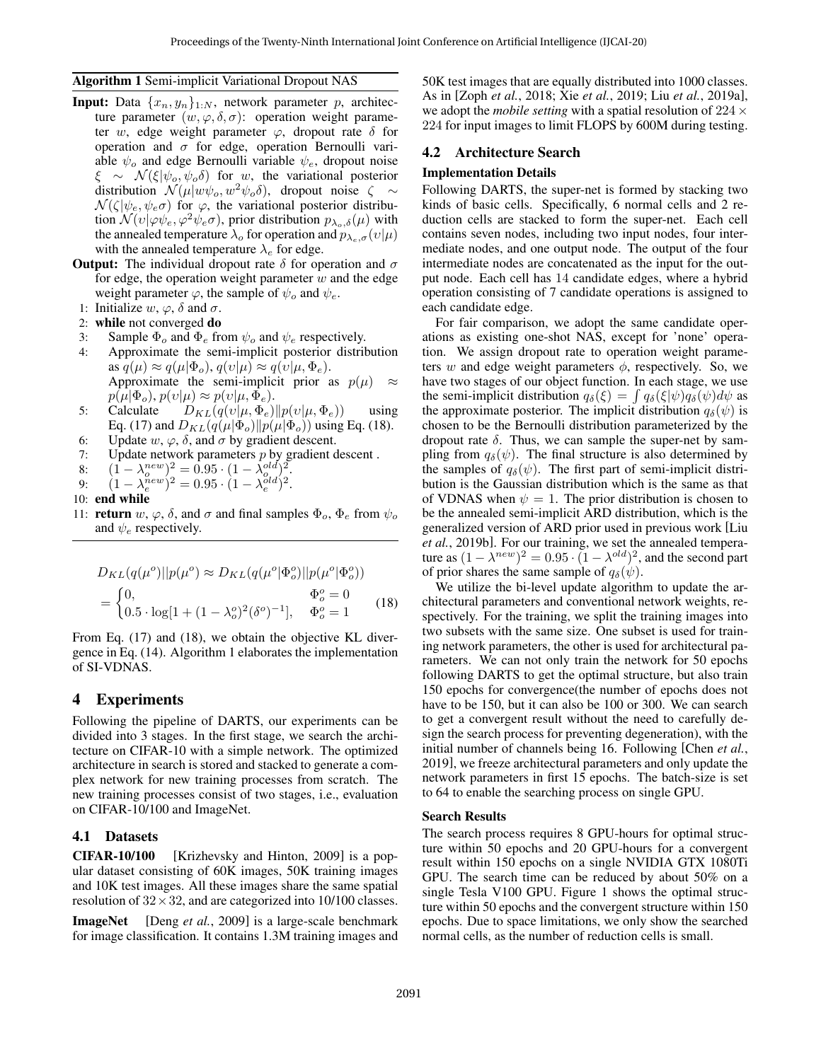**Algorithm 1** Semi-implicit Variational Dropout NAS

**Input:** Data $\{x_n, y_n\}_{1:N}$, network parameter $p$, architecture parameter $(w, \varphi, \delta, \sigma)$: operation weight parameter $w$, edge weight parameter $\varphi$, dropout rate $\delta$ for operation and $\sigma$ for edge, operation Bernoulli variable $\psi_o$ and edge Bernoulli variable $\psi_e$, dropout noise $\xi \sim \mathcal{N}(\xi|\psi_o, \psi_o\delta)$ for $w$, the variational posterior distribution $\mathcal{N}(\mu|w\psi_o, w^2\psi_o\delta)$, dropout noise $\zeta \sim \mathcal{N}(\zeta|\psi_e, \psi_e\sigma)$ for $\varphi$, the variational posterior distribution $\mathcal{N}(\upsilon|\varphi\psi_e, \varphi^2\psi_e\sigma)$, prior distribution $p_{\lambda_o,\delta}(\mu)$ with the annealed temperature $\lambda_o$ for operation and $p_{\lambda_e,\sigma}(\upsilon|\mu)$ with the annealed temperature $\lambda_e$ for edge.

**Output:** The individual dropout rate $\delta$ for operation and $\sigma$ for edge, the operation weight parameter $w$ and the edge weight parameter $\varphi$, the sample of $\psi_o$ and $\psi_e$.

1: Initialize $w$, $\varphi$, $\delta$ and $\sigma$.
2: **while** not converged **do**
3: Sample $\Phi_o$ and $\Phi_e$ from $\psi_o$ and $\psi_e$ respectively.
4: Approximate the semi-implicit posterior distribution as $q(\mu) \approx q(\mu|\Phi_o)$, $q(\upsilon|\mu) \approx q(\upsilon|\mu, \Phi_e)$. Approximate the semi-implicit prior as $p(\mu) \approx p(\mu|\Phi_o)$, $p(\upsilon|\mu) \approx p(\upsilon|\mu, \Phi_e)$.
5: Calculate $D_{KL}(q(\upsilon|\mu, \Phi_e)\|p(\upsilon|\mu, \Phi_e))$ using Eq. (17) and $D_{KL}(q(\mu|\Phi_o)\|p(\mu|\Phi_o))$ using Eq. (18).
6: Update $w$, $\varphi$, $\delta$, and $\sigma$ by gradient descent.
7: Update network parameters $p$ by gradient descent .
8: $(1 - \lambda_o^{new})^2 = 0.95 \cdot (1 - \lambda_o^{old})^2$.
9: $(1 - \lambda_e^{new})^2 = 0.95 \cdot (1 - \lambda_e^{old})^2$.
10: **end while**
11: **return** $w$, $\varphi$, $\delta$, and $\sigma$ and final samples $\Phi_o$, $\Phi_e$ from $\psi_o$ and $\psi_e$ respectively.

$$
\begin{aligned}
&D_{KL}(q(\mu^o)||p(\mu^o) \approx D_{KL}(q(\mu^o|\Phi_o^o)||p(\mu^o|\Phi_o^o)) \\
&= \begin{cases} 0, & \Phi_o^o = 0 \\ 0.5 \cdot \log[1 + (1 - \lambda_o^o)^2(\delta^o)^{-1}], & \Phi_o^o = 1 \end{cases}
\end{aligned}
\tag{18}
$$

From Eq. (17) and (18), we obtain the objective KL divergence in Eq. (14). Algorithm 1 elaborates the implementation of SI-VDNAS.

## 4 Experiments

Following the pipeline of DARTS, our experiments can be divided into 3 stages. In the first stage, we search the architecture on CIFAR-10 with a simple network. The optimized architecture in search is stored and stacked to generate a complex network for new training processes from scratch. The new training processes consist of two stages, i.e., evaluation on CIFAR-10/100 and ImageNet.

### 4.1 Datasets

**CIFAR-10/100** [Krizhevsky and Hinton, 2009] is a popular dataset consisting of 60K images, 50K training images and 10K test images. All these images share the same spatial resolution of $32 \times 32$, and are categorized into 10/100 classes.

**ImageNet** [Deng *et al.*, 2009] is a large-scale benchmark for image classification. It contains 1.3M training images and 50K test images that are equally distributed into 1000 classes. As in [Zoph *et al.*, 2018; Xie *et al.*, 2019; Liu *et al.*, 2019a], we adopt the *mobile setting* with a spatial resolution of $224 \times 224$ for input images to limit FLOPS by 600M during testing.

### 4.2 Architecture Search

#### Implementation Details

Following DARTS, the super-net is formed by stacking two kinds of basic cells. Specifically, 6 normal cells and 2 reduction cells are stacked to form the super-net. Each cell contains seven nodes, including two input nodes, four intermediate nodes, and one output node. The output of the four intermediate nodes are concatenated as the input for the output node. Each cell has 14 candidate edges, where a hybrid operation consisting of 7 candidate operations is assigned to each candidate edge.

For fair comparison, we adopt the same candidate operations as existing one-shot NAS, except for 'none' operation. We assign dropout rate to operation weight parameters $w$ and edge weight parameters $\phi$, respectively. So, we have two stages of our object function. In each stage, we use the semi-implicit distribution $q_\delta(\xi) = \int q_\delta(\xi|\psi)q_\delta(\psi)d\psi$ as the approximate posterior. The implicit distribution $q_\delta(\psi)$ is chosen to be the Bernoulli distribution parameterized by the dropout rate $\delta$. Thus, we can sample the super-net by sampling from $q_\delta(\psi)$. The final structure is also determined by the samples of $q_\delta(\psi)$. The first part of semi-implicit distribution is the Gaussian distribution which is the same as that of VDNAS when $\psi = 1$. The prior distribution is chosen to be the annealed semi-implicit ARD distribution, which is the generalized version of ARD prior used in previous work [Liu *et al.*, 2019b]. For our training, we set the annealed temperature as $(1 - \lambda^{new})^2 = 0.95 \cdot (1 - \lambda^{old})^2$, and the second part of prior shares the same sample of $q_\delta(\psi)$.

We utilize the bi-level update algorithm to update the architectural parameters and conventional network weights, respectively. For the training, we split the training images into two subsets with the same size. One subset is used for training network parameters, the other is used for architectural parameters. We can not only train the network for 50 epochs following DARTS to get the optimal structure, but also train 150 epochs for convergence(the number of epochs does not have to be 150, but it can also be 100 or 300. We can search to get a convergent result without the need to carefully design the search process for preventing degeneration), with the initial number of channels being 16. Following [Chen *et al.*, 2019], we freeze architectural parameters and only update the network parameters in first 15 epochs. The batch-size is set to 64 to enable the searching process on single GPU.

#### Search Results

The search process requires 8 GPU-hours for optimal structure within 50 epochs and 20 GPU-hours for a convergent result within 150 epochs on a single NVIDIA GTX 1080Ti GPU. The search time can be reduced by about 50% on a single Tesla V100 GPU. Figure 1 shows the optimal structure within 50 epochs and the convergent structure within 150 epochs. Due to space limitations, we only show the searched normal cells, as the number of reduction cells is small.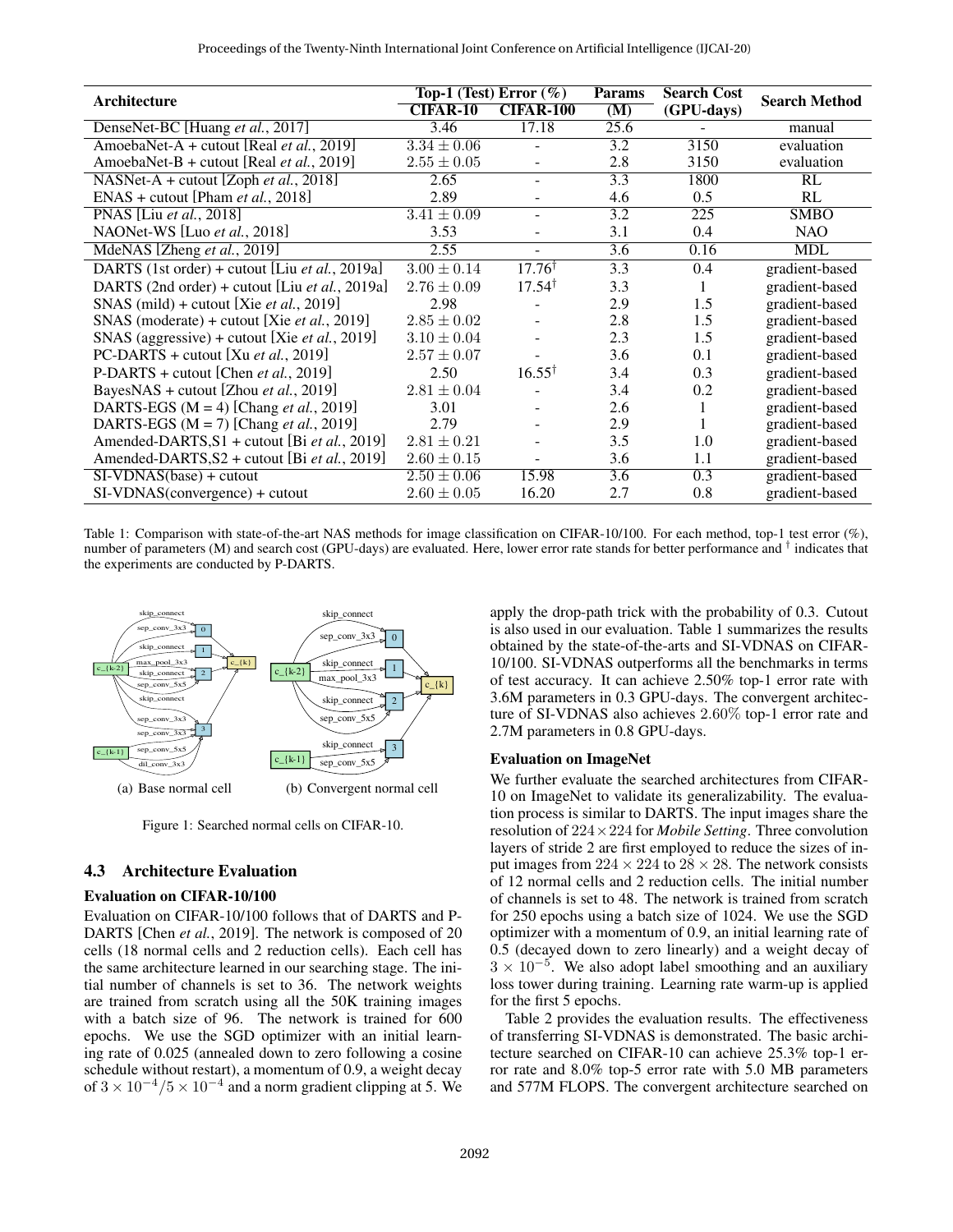| Architecture | Top-1 (Test) Error (%) | | Params | Search Cost | Search Method |
|---|---|---|---|---|---|
| | CIFAR-10 | CIFAR-100 | (M) | (GPU-days) | |
| DenseNet-BC [Huang *et al.*, 2017] | 3.46 | 17.18 | 25.6 | - | manual |
| AmoebaNet-A + cutout [Real *et al.*, 2019] | $3.34 \pm 0.06$ | - | 3.2 | 3150 | evaluation |
| AmoebaNet-B + cutout [Real *et al.*, 2019] | $2.55 \pm 0.05$ | - | 2.8 | 3150 | evaluation |
| NASNet-A + cutout [Zoph *et al.*, 2018] | 2.65 | - | 3.3 | 1800 | RL |
| ENAS + cutout [Pham *et al.*, 2018] | 2.89 | - | 4.6 | 0.5 | RL |
| PNAS [Liu *et al.*, 2018] | $3.41 \pm 0.09$ | - | 3.2 | 225 | SMBO |
| NAONet-WS [Luo *et al.*, 2018] | 3.53 | - | 3.1 | 0.4 | NAO |
| MdeNAS [Zheng *et al.*, 2019] | 2.55 | - | 3.6 | 0.16 | MDL |
| DARTS (1st order) + cutout [Liu *et al.*, 2019a] | $3.00 \pm 0.14$ | $17.76^{\dagger}$ | 3.3 | 0.4 | gradient-based |
| DARTS (2nd order) + cutout [Liu *et al.*, 2019a] | $2.76 \pm 0.09$ | $17.54^{\dagger}$ | 3.3 | 1 | gradient-based |
| SNAS (mild) + cutout [Xie *et al.*, 2019] | 2.98 | - | 2.9 | 1.5 | gradient-based |
| SNAS (moderate) + cutout [Xie *et al.*, 2019] | $2.85 \pm 0.02$ | - | 2.8 | 1.5 | gradient-based |
| SNAS (aggressive) + cutout [Xie *et al.*, 2019] | $3.10 \pm 0.04$ | - | 2.3 | 1.5 | gradient-based |
| PC-DARTS + cutout [Xu *et al.*, 2019] | $2.57 \pm 0.07$ | - | 3.6 | 0.1 | gradient-based |
| P-DARTS + cutout [Chen *et al.*, 2019] | 2.50 | $16.55^{\dagger}$ | 3.4 | 0.3 | gradient-based |
| BayesNAS + cutout [Zhou *et al.*, 2019] | $2.81 \pm 0.04$ | - | 3.4 | 0.2 | gradient-based |
| DARTS-EGS (M = 4) [Chang *et al.*, 2019] | 3.01 | - | 2.6 | 1 | gradient-based |
| DARTS-EGS (M = 7) [Chang *et al.*, 2019] | 2.79 | - | 2.9 | 1 | gradient-based |
| Amended-DARTS,S1 + cutout [Bi *et al.*, 2019] | $2.81 \pm 0.21$ | - | 3.5 | 1.0 | gradient-based |
| Amended-DARTS,S2 + cutout [Bi *et al.*, 2019] | $2.60 \pm 0.15$ | - | 3.6 | 1.1 | gradient-based |
| SI-VDNAS(base) + cutout | $2.50 \pm 0.06$ | 15.98 | 3.6 | 0.3 | gradient-based |
| SI-VDNAS(convergence) + cutout | $2.60 \pm 0.05$ | 16.20 | 2.7 | 0.8 | gradient-based |

Table 1: Comparison with state-of-the-art NAS methods for image classification on CIFAR-10/100. For each method, top-1 test error (%), number of parameters (M) and search cost (GPU-days) are evaluated. Here, lower error rate stands for better performance and $^{\dagger}$ indicates that the experiments are conducted by P-DARTS.

(a) Base normal cell (b) Convergent normal cell

Figure 1: Searched normal cells on CIFAR-10.

### 4.3 Architecture Evaluation

#### Evaluation on CIFAR-10/100

Evaluation on CIFAR-10/100 follows that of DARTS and P-DARTS [Chen *et al.*, 2019]. The network is composed of 20 cells (18 normal cells and 2 reduction cells). Each cell has the same architecture learned in our searching stage. The initial number of channels is set to 36. The network weights are trained from scratch using all the 50K training images with a batch size of 96. The network is trained for 600 epochs. We use the SGD optimizer with an initial learning rate of 0.025 (annealed down to zero following a cosine schedule without restart), a momentum of 0.9, a weight decay of $3 \times 10^{-4}/5 \times 10^{-4}$ and a norm gradient clipping at 5. We apply the drop-path trick with the probability of 0.3. Cutout is also used in our evaluation. Table 1 summarizes the results obtained by the state-of-the-arts and SI-VDNAS on CIFAR-10/100. SI-VDNAS outperforms all the benchmarks in terms of test accuracy. It can achieve 2.50% top-1 error rate with 3.6M parameters in 0.3 GPU-days. The convergent architecture of SI-VDNAS also achieves $2.60\%$ top-1 error rate and 2.7M parameters in 0.8 GPU-days.

#### Evaluation on ImageNet

We further evaluate the searched architectures from CIFAR-10 on ImageNet to validate its generalizability. The evaluation process is similar to DARTS. The input images share the resolution of $224 \times 224$ for *Mobile Setting*. Three convolution layers of stride 2 are first employed to reduce the sizes of input images from $224 \times 224$ to $28 \times 28$. The network consists of 12 normal cells and 2 reduction cells. The initial number of channels is set to 48. The network is trained from scratch for 250 epochs using a batch size of 1024. We use the SGD optimizer with a momentum of 0.9, an initial learning rate of 0.5 (decayed down to zero linearly) and a weight decay of $3 \times 10^{-5}$. We also adopt label smoothing and an auxiliary loss tower during training. Learning rate warm-up is applied for the first 5 epochs.

Table 2 provides the evaluation results. The effectiveness of transferring SI-VDNAS is demonstrated. The basic architecture searched on CIFAR-10 can achieve 25.3% top-1 error rate and 8.0% top-5 error rate with 5.0 MB parameters and 577M FLOPS. The convergent architecture searched on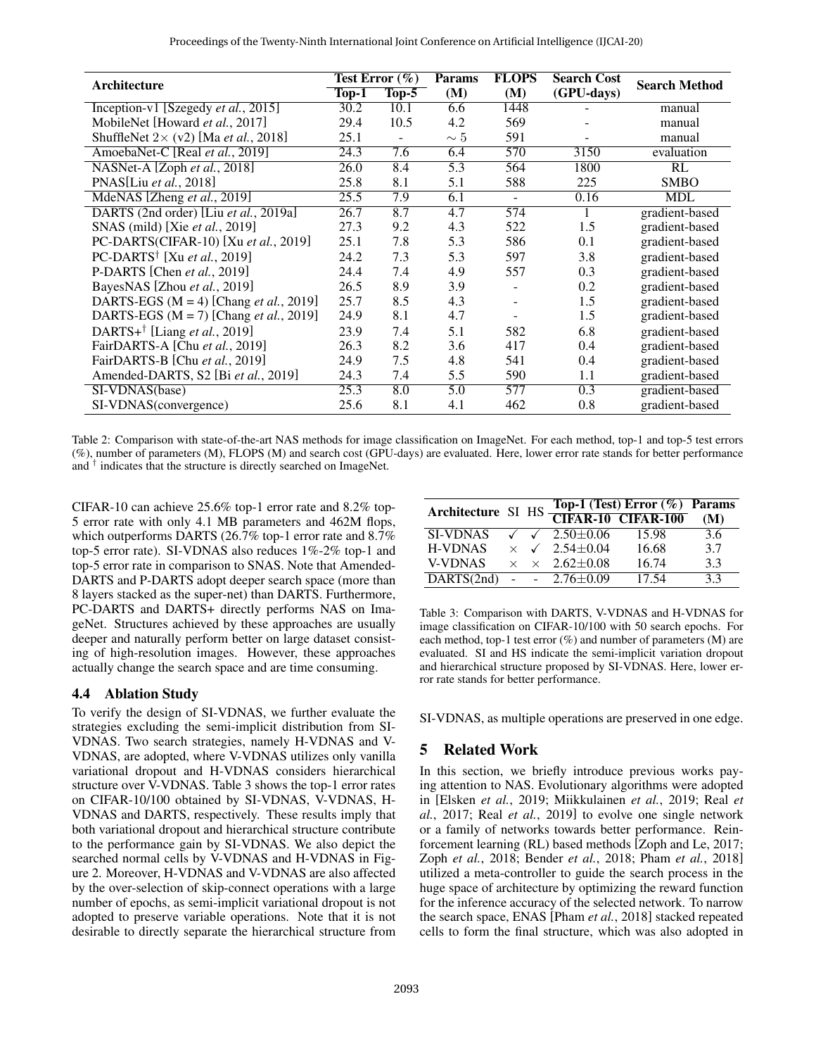| Architecture | Test Error (%) | | Params | FLOPS | Search Cost | Search Method |
|---|---|---|---|---|---|---|
| | Top-1 | Top-5 | (M) | (M) | (GPU-days) | |
| Inception-v1 [Szegedy *et al.*, 2015] | 30.2 | 10.1 | 6.6 | 1448 | - | manual |
| MobileNet [Howard *et al.*, 2017] | 29.4 | 10.5 | 4.2 | 569 | - | manual |
| ShuffleNet $2\times$ (v2) [Ma *et al.*, 2018] | 25.1 | - | $\sim 5$ | 591 | - | manual |
| AmoebaNet-C [Real *et al.*, 2019] | 24.3 | 7.6 | 6.4 | 570 | 3150 | evaluation |
| NASNet-A [Zoph *et al.*, 2018] | 26.0 | 8.4 | 5.3 | 564 | 1800 | RL |
| PNAS[Liu *et al.*, 2018] | 25.8 | 8.1 | 5.1 | 588 | 225 | SMBO |
| MdeNAS [Zheng *et al.*, 2019] | 25.5 | 7.9 | 6.1 | - | 0.16 | MDL |
| DARTS (2nd order) [Liu *et al.*, 2019a] | 26.7 | 8.7 | 4.7 | 574 | 1 | gradient-based |
| SNAS (mild) [Xie *et al.*, 2019] | 27.3 | 9.2 | 4.3 | 522 | 1.5 | gradient-based |
| PC-DARTS(CIFAR-10) [Xu *et al.*, 2019] | 25.1 | 7.8 | 5.3 | 586 | 0.1 | gradient-based |
| PC-DARTS† [Xu *et al.*, 2019] | 24.2 | 7.3 | 5.3 | 597 | 3.8 | gradient-based |
| P-DARTS [Chen *et al.*, 2019] | 24.4 | 7.4 | 4.9 | 557 | 0.3 | gradient-based |
| BayesNAS [Zhou *et al.*, 2019] | 26.5 | 8.9 | 3.9 | - | 0.2 | gradient-based |
| DARTS-EGS (M = 4) [Chang *et al.*, 2019] | 25.7 | 8.5 | 4.3 | - | 1.5 | gradient-based |
| DARTS-EGS (M = 7) [Chang *et al.*, 2019] | 24.9 | 8.1 | 4.7 | - | 1.5 | gradient-based |
| DARTS+† [Liang *et al.*, 2019] | 23.9 | 7.4 | 5.1 | 582 | 6.8 | gradient-based |
| FairDARTS-A [Chu *et al.*, 2019] | 26.3 | 8.2 | 3.6 | 417 | 0.4 | gradient-based |
| FairDARTS-B [Chu *et al.*, 2019] | 24.9 | 7.5 | 4.8 | 541 | 0.4 | gradient-based |
| Amended-DARTS, S2 [Bi *et al.*, 2019] | 24.3 | 7.4 | 5.5 | 590 | 1.1 | gradient-based |
| SI-VDNAS(base) | 25.3 | 8.0 | 5.0 | 577 | 0.3 | gradient-based |
| SI-VDNAS(convergence) | 25.6 | 8.1 | 4.1 | 462 | 0.8 | gradient-based |

Table 2: Comparison with state-of-the-art NAS methods for image classification on ImageNet. For each method, top-1 and top-5 test errors (%), number of parameters (M), FLOPS (M) and search cost (GPU-days) are evaluated. Here, lower error rate stands for better performance and † indicates that the structure is directly searched on ImageNet.

CIFAR-10 can achieve 25.6% top-1 error rate and 8.2% top-5 error rate with only 4.1 MB parameters and 462M flops, which outperforms DARTS (26.7% top-1 error rate and 8.7% top-5 error rate). SI-VDNAS also reduces 1%-2% top-1 and top-5 error rate in comparison to SNAS. Note that Amended-DARTS and P-DARTS adopt deeper search space (more than 8 layers stacked as the super-net) than DARTS. Furthermore, PC-DARTS and DARTS+ directly performs NAS on ImageNet. Structures achieved by these approaches are usually deeper and naturally perform better on large dataset consisting of high-resolution images. However, these approaches actually change the search space and are time consuming.

### 4.4 Ablation Study

To verify the design of SI-VDNAS, we further evaluate the strategies excluding the semi-implicit distribution from SI-VDNAS. Two search strategies, namely H-VDNAS and V-VDNAS, are adopted, where V-VDNAS utilizes only vanilla variational dropout and H-VDNAS considers hierarchical structure over V-VDNAS. Table 3 shows the top-1 error rates on CIFAR-10/100 obtained by SI-VDNAS, V-VDNAS, H-VDNAS and DARTS, respectively. These results imply that both variational dropout and hierarchical structure contribute to the performance gain by SI-VDNAS. We also depict the searched normal cells by V-VDNAS and H-VDNAS in Figure 2. Moreover, H-VDNAS and V-VDNAS are also affected by the over-selection of skip-connect operations with a large number of epochs, as semi-implicit variational dropout is not adopted to preserve variable operations. Note that it is not desirable to directly separate the hierarchical structure from SI-VDNAS, as multiple operations are preserved in one edge.

| Architecture | SI | HS | Top-1 (Test) Error (%) | | Params |
|---|---|---|---|---|---|
| | | | CIFAR-10 | CIFAR-100 | (M) |
| SI-VDNAS | ✓ | ✓ | $2.50\pm0.06$ | 15.98 | 3.6 |
| H-VDNAS | × | ✓ | $2.54\pm0.04$ | 16.68 | 3.7 |
| V-VDNAS | × | × | $2.62\pm0.08$ | 16.74 | 3.3 |
| DARTS(2nd) | - | - | $2.76\pm0.09$ | 17.54 | 3.3 |

Table 3: Comparison with DARTS, V-VDNAS and H-VDNAS for image classification on CIFAR-10/100 with 50 search epochs. For each method, top-1 test error (%) and number of parameters (M) are evaluated. SI and HS indicate the semi-implicit variation dropout and hierarchical structure proposed by SI-VDNAS. Here, lower error rate stands for better performance.

## 5 Related Work

In this section, we briefly introduce previous works paying attention to NAS. Evolutionary algorithms were adopted in [Elsken *et al.*, 2019; Miikkulainen *et al.*, 2019; Real *et al.*, 2017; Real *et al.*, 2019] to evolve one single network or a family of networks towards better performance. Reinforcement learning (RL) based methods [Zoph and Le, 2017; Zoph *et al.*, 2018; Bender *et al.*, 2018; Pham *et al.*, 2018] utilized a meta-controller to guide the search process in the huge space of architecture by optimizing the reward function for the inference accuracy of the selected network. To narrow the search space, ENAS [Pham *et al.*, 2018] stacked repeated cells to form the final structure, which was also adopted in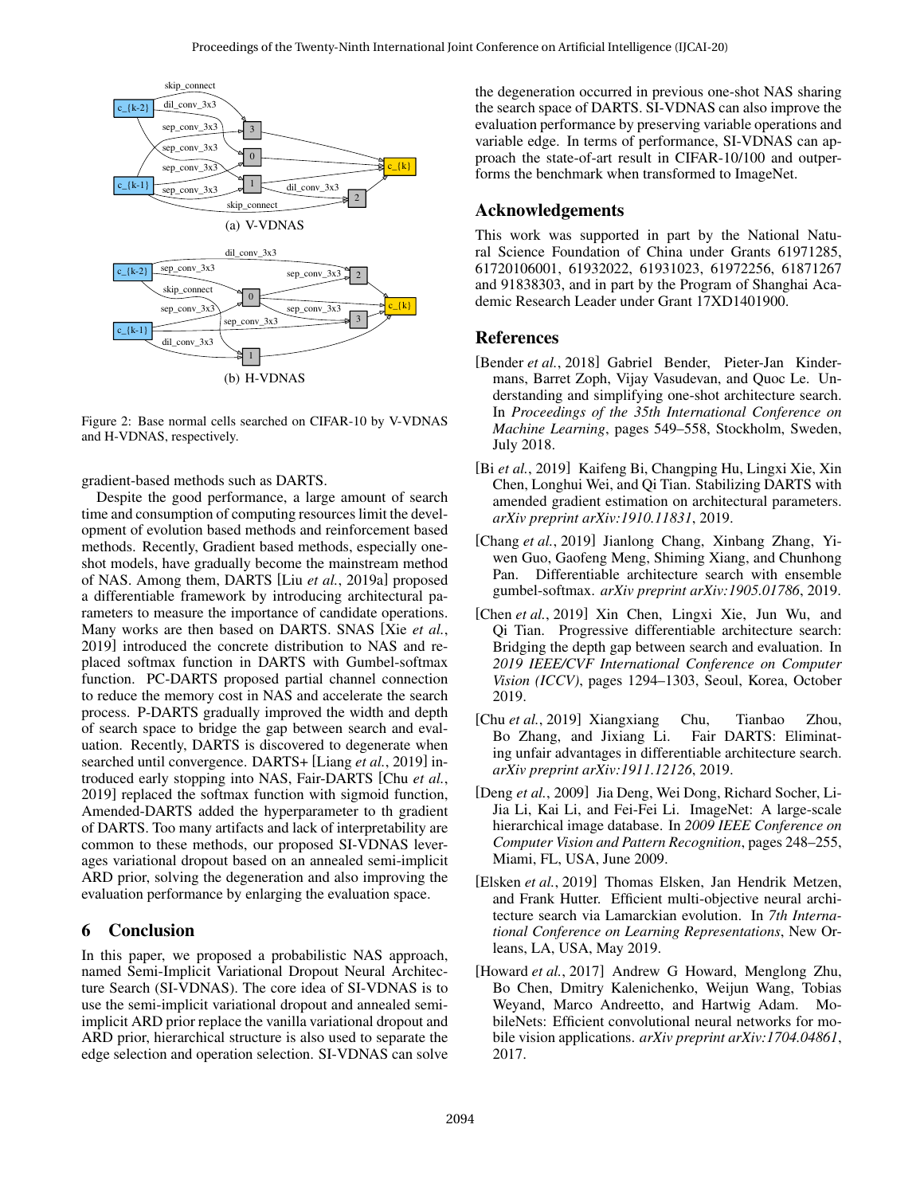Figure 2: Base normal cells searched on CIFAR-10 by V-VDNAS and H-VDNAS, respectively.

gradient-based methods such as DARTS.

Despite the good performance, a large amount of search time and consumption of computing resources limit the development of evolution based methods and reinforcement based methods. Recently, Gradient based methods, especially one-shot models, have gradually become the mainstream method of NAS. Among them, DARTS [Liu *et al.*, 2019a] proposed a differentiable framework by introducing architectural parameters to measure the importance of candidate operations. Many works are then based on DARTS. SNAS [Xie *et al.*, 2019] introduced the concrete distribution to NAS and replaced softmax function in DARTS with Gumbel-softmax function. PC-DARTS proposed partial channel connection to reduce the memory cost in NAS and accelerate the search process. P-DARTS gradually improved the width and depth of search space to bridge the gap between search and evaluation. Recently, DARTS is discovered to degenerate when searched until convergence. DARTS+ [Liang *et al.*, 2019] introduced early stopping into NAS, Fair-DARTS [Chu *et al.*, 2019] replaced the softmax function with sigmoid function, Amended-DARTS added the hyperparameter to th gradient of DARTS. Too many artifacts and lack of interpretability are common to these methods, our proposed SI-VDNAS leverages variational dropout based on an annealed semi-implicit ARD prior, solving the degeneration and also improving the evaluation performance by enlarging the evaluation space.

## 6 Conclusion

In this paper, we proposed a probabilistic NAS approach, named Semi-Implicit Variational Dropout Neural Architecture Search (SI-VDNAS). The core idea of SI-VDNAS is to use the semi-implicit variational dropout and annealed semi-implicit ARD prior replace the vanilla variational dropout and ARD prior, hierarchical structure is also used to separate the edge selection and operation selection. SI-VDNAS can solve the degeneration occurred in previous one-shot NAS sharing the search space of DARTS. SI-VDNAS can also improve the evaluation performance by preserving variable operations and variable edge. In terms of performance, SI-VDNAS can approach the state-of-art result in CIFAR-10/100 and outperforms the benchmark when transformed to ImageNet.

## Acknowledgements

This work was supported in part by the National Natural Science Foundation of China under Grants 61971285, 61720106001, 61932022, 61931023, 61972256, 61871267 and 91838303, and in part by the Program of Shanghai Academic Research Leader under Grant 17XD1401900.

## References

[Bender *et al.*, 2018] Gabriel Bender, Pieter-Jan Kindermans, Barret Zoph, Vijay Vasudevan, and Quoc Le. Understanding and simplifying one-shot architecture search. In *Proceedings of the 35th International Conference on Machine Learning*, pages 549–558, Stockholm, Sweden, July 2018.

[Bi *et al.*, 2019] Kaifeng Bi, Changping Hu, Lingxi Xie, Xin Chen, Longhui Wei, and Qi Tian. Stabilizing DARTS with amended gradient estimation on architectural parameters. *arXiv preprint arXiv:1910.11831*, 2019.

[Chang *et al.*, 2019] Jianlong Chang, Xinbang Zhang, Yiwen Guo, Gaofeng Meng, Shiming Xiang, and Chunhong Pan. Differentiable architecture search with ensemble gumbel-softmax. *arXiv preprint arXiv:1905.01786*, 2019.

[Chen *et al.*, 2019] Xin Chen, Lingxi Xie, Jun Wu, and Qi Tian. Progressive differentiable architecture search: Bridging the depth gap between search and evaluation. In *2019 IEEE/CVF International Conference on Computer Vision (ICCV)*, pages 1294–1303, Seoul, Korea, October 2019.

[Chu *et al.*, 2019] Xiangxiang Chu, Tianbao Zhou, Bo Zhang, and Jixiang Li. Fair DARTS: Eliminating unfair advantages in differentiable architecture search. *arXiv preprint arXiv:1911.12126*, 2019.

[Deng *et al.*, 2009] Jia Deng, Wei Dong, Richard Socher, Li-Jia Li, Kai Li, and Fei-Fei Li. ImageNet: A large-scale hierarchical image database. In *2009 IEEE Conference on Computer Vision and Pattern Recognition*, pages 248–255, Miami, FL, USA, June 2009.

[Elsken *et al.*, 2019] Thomas Elsken, Jan Hendrik Metzen, and Frank Hutter. Efficient multi-objective neural architecture search via Lamarckian evolution. In *7th International Conference on Learning Representations*, New Orleans, LA, USA, May 2019.

[Howard *et al.*, 2017] Andrew G Howard, Menglong Zhu, Bo Chen, Dmitry Kalenichenko, Weijun Wang, Tobias Weyand, Marco Andreetto, and Hartwig Adam. MobileNets: Efficient convolutional neural networks for mobile vision applications. *arXiv preprint arXiv:1704.04861*, 2017.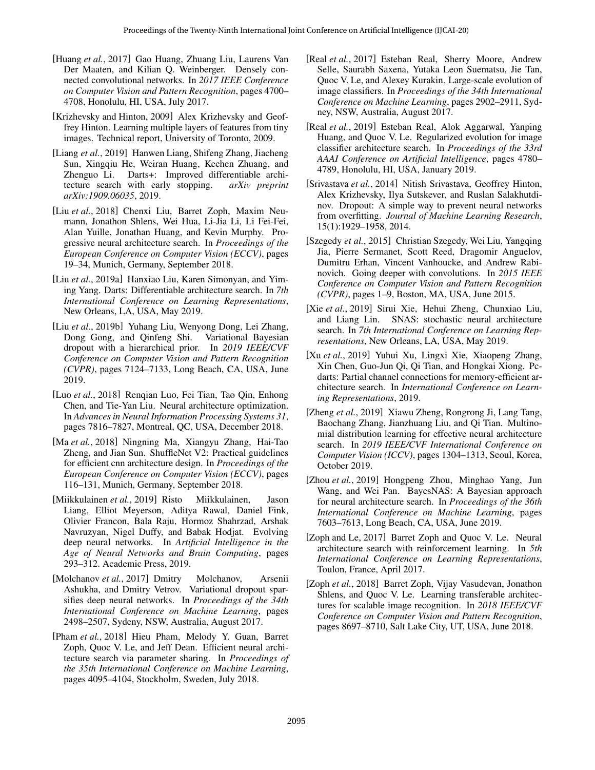[Huang *et al.*, 2017] Gao Huang, Zhuang Liu, Laurens Van Der Maaten, and Kilian Q. Weinberger. Densely connected convolutional networks. In *2017 IEEE Conference on Computer Vision and Pattern Recognition*, pages 4700–4708, Honolulu, HI, USA, July 2017.

[Krizhevsky and Hinton, 2009] Alex Krizhevsky and Geoffrey Hinton. Learning multiple layers of features from tiny images. Technical report, University of Toronto, 2009.

[Liang *et al.*, 2019] Hanwen Liang, Shifeng Zhang, Jiacheng Sun, Xingqiu He, Weiran Huang, Kechen Zhuang, and Zhenguo Li. Darts+: Improved differentiable architecture search with early stopping. *arXiv preprint arXiv:1909.06035*, 2019.

[Liu *et al.*, 2018] Chenxi Liu, Barret Zoph, Maxim Neumann, Jonathon Shlens, Wei Hua, Li-Jia Li, Li Fei-Fei, Alan Yuille, Jonathan Huang, and Kevin Murphy. Progressive neural architecture search. In *Proceedings of the European Conference on Computer Vision (ECCV)*, pages 19–34, Munich, Germany, September 2018.

[Liu *et al.*, 2019a] Hanxiao Liu, Karen Simonyan, and Yiming Yang. Darts: Differentiable architecture search. In *7th International Conference on Learning Representations*, New Orleans, LA, USA, May 2019.

[Liu *et al.*, 2019b] Yuhang Liu, Wenyong Dong, Lei Zhang, Dong Gong, and Qinfeng Shi. Variational Bayesian dropout with a hierarchical prior. In *2019 IEEE/CVF Conference on Computer Vision and Pattern Recognition (CVPR)*, pages 7124–7133, Long Beach, CA, USA, June 2019.

[Luo *et al.*, 2018] Renqian Luo, Fei Tian, Tao Qin, Enhong Chen, and Tie-Yan Liu. Neural architecture optimization. In *Advances in Neural Information Processing Systems 31*, pages 7816–7827, Montreal, QC, USA, December 2018.

[Ma *et al.*, 2018] Ningning Ma, Xiangyu Zhang, Hai-Tao Zheng, and Jian Sun. ShuffleNet V2: Practical guidelines for efficient cnn architecture design. In *Proceedings of the European Conference on Computer Vision (ECCV)*, pages 116–131, Munich, Germany, September 2018.

[Miikkulainen *et al.*, 2019] Risto Miikkulainen, Jason Liang, Elliot Meyerson, Aditya Rawal, Daniel Fink, Olivier Francon, Bala Raju, Hormoz Shahrzad, Arshak Navruzyan, Nigel Duffy, and Babak Hodjat. Evolving deep neural networks. In *Artificial Intelligence in the Age of Neural Networks and Brain Computing*, pages 293–312. Academic Press, 2019.

[Molchanov *et al.*, 2017] Dmitry Molchanov, Arsenii Ashukha, and Dmitry Vetrov. Variational dropout sparsifies deep neural networks. In *Proceedings of the 34th International Conference on Machine Learning*, pages 2498–2507, Sydeny, NSW, Australia, August 2017.

[Pham *et al.*, 2018] Hieu Pham, Melody Y. Guan, Barret Zoph, Quoc V. Le, and Jeff Dean. Efficient neural architecture search via parameter sharing. In *Proceedings of the 35th International Conference on Machine Learning*, pages 4095–4104, Stockholm, Sweden, July 2018.

[Real *et al.*, 2017] Esteban Real, Sherry Moore, Andrew Selle, Saurabh Saxena, Yutaka Leon Suematsu, Jie Tan, Quoc V. Le, and Alexey Kurakin. Large-scale evolution of image classifiers. In *Proceedings of the 34th International Conference on Machine Learning*, pages 2902–2911, Sydney, NSW, Australia, August 2017.

[Real *et al.*, 2019] Esteban Real, Alok Aggarwal, Yanping Huang, and Quoc V. Le. Regularized evolution for image classifier architecture search. In *Proceedings of the 33rd AAAI Conference on Artificial Intelligence*, pages 4780–4789, Honolulu, HI, USA, January 2019.

[Srivastava *et al.*, 2014] Nitish Srivastava, Geoffrey Hinton, Alex Krizhevsky, Ilya Sutskever, and Ruslan Salakhutdinov. Dropout: A simple way to prevent neural networks from overfitting. *Journal of Machine Learning Research*, 15(1):1929–1958, 2014.

[Szegedy *et al.*, 2015] Christian Szegedy, Wei Liu, Yangqing Jia, Pierre Sermanet, Scott Reed, Dragomir Anguelov, Dumitru Erhan, Vincent Vanhoucke, and Andrew Rabinovich. Going deeper with convolutions. In *2015 IEEE Conference on Computer Vision and Pattern Recognition (CVPR)*, pages 1–9, Boston, MA, USA, June 2015.

[Xie *et al.*, 2019] Sirui Xie, Hehui Zheng, Chunxiao Liu, and Liang Lin. SNAS: stochastic neural architecture search. In *7th International Conference on Learning Representations*, New Orleans, LA, USA, May 2019.

[Xu *et al.*, 2019] Yuhui Xu, Lingxi Xie, Xiaopeng Zhang, Xin Chen, Guo-Jun Qi, Qi Tian, and Hongkai Xiong. Pc-darts: Partial channel connections for memory-efficient architecture search. In *International Conference on Learning Representations*, 2019.

[Zheng *et al.*, 2019] Xiawu Zheng, Rongrong Ji, Lang Tang, Baochang Zhang, Jianzhuang Liu, and Qi Tian. Multinomial distribution learning for effective neural architecture search. In *2019 IEEE/CVF International Conference on Computer Vision (ICCV)*, pages 1304–1313, Seoul, Korea, October 2019.

[Zhou *et al.*, 2019] Hongpeng Zhou, Minghao Yang, Jun Wang, and Wei Pan. BayesNAS: A Bayesian approach for neural architecture search. In *Proceedings of the 36th International Conference on Machine Learning*, pages 7603–7613, Long Beach, CA, USA, June 2019.

[Zoph and Le, 2017] Barret Zoph and Quoc V. Le. Neural architecture search with reinforcement learning. In *5th International Conference on Learning Representations*, Toulon, France, April 2017.

[Zoph *et al.*, 2018] Barret Zoph, Vijay Vasudevan, Jonathon Shlens, and Quoc V. Le. Learning transferable architectures for scalable image recognition. In *2018 IEEE/CVF Conference on Computer Vision and Pattern Recognition*, pages 8697–8710, Salt Lake City, UT, USA, June 2018.